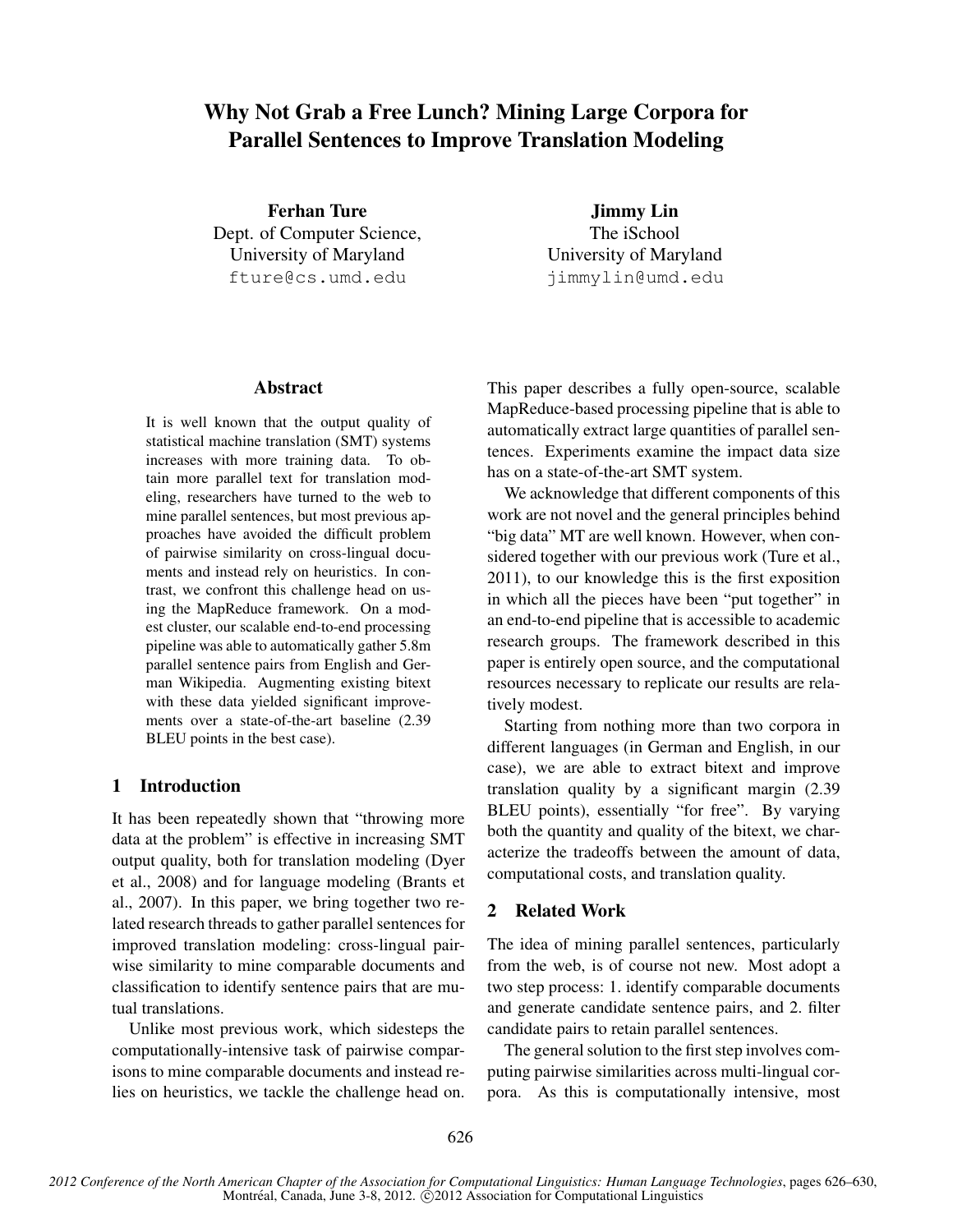# Why Not Grab a Free Lunch? Mining Large Corpora for Parallel Sentences to Improve Translation Modeling

**Ferhan Ture**
Dept. of Computer Science,
University of Maryland
fture@cs.umd.edu

**Jimmy Lin**
The iSchool
University of Maryland
jimmylin@umd.edu

## Abstract

It is well known that the output quality of statistical machine translation (SMT) systems increases with more training data. To obtain more parallel text for translation modeling, researchers have turned to the web to mine parallel sentences, but most previous approaches have avoided the difficult problem of pairwise similarity on cross-lingual documents and instead rely on heuristics. In contrast, we confront this challenge head on using the MapReduce framework. On a modest cluster, our scalable end-to-end processing pipeline was able to automatically gather 5.8m parallel sentence pairs from English and German Wikipedia. Augmenting existing bitext with these data yielded significant improvements over a state-of-the-art baseline (2.39 BLEU points in the best case).

## 1 Introduction

It has been repeatedly shown that "throwing more data at the problem" is effective in increasing SMT output quality, both for translation modeling (Dyer et al., 2008) and for language modeling (Brants et al., 2007). In this paper, we bring together two related research threads to gather parallel sentences for improved translation modeling: cross-lingual pairwise similarity to mine comparable documents and classification to identify sentence pairs that are mutual translations.

Unlike most previous work, which sidesteps the computationally-intensive task of pairwise comparisons to mine comparable documents and instead relies on heuristics, we tackle the challenge head on. This paper describes a fully open-source, scalable MapReduce-based processing pipeline that is able to automatically extract large quantities of parallel sentences. Experiments examine the impact data size has on a state-of-the-art SMT system.

We acknowledge that different components of this work are not novel and the general principles behind "big data" MT are well known. However, when considered together with our previous work (Ture et al., 2011), to our knowledge this is the first exposition in which all the pieces have been "put together" in an end-to-end pipeline that is accessible to academic research groups. The framework described in this paper is entirely open source, and the computational resources necessary to replicate our results are relatively modest.

Starting from nothing more than two corpora in different languages (in German and English, in our case), we are able to extract bitext and improve translation quality by a significant margin (2.39 BLEU points), essentially "for free". By varying both the quantity and quality of the bitext, we characterize the tradeoffs between the amount of data, computational costs, and translation quality.

## 2 Related Work

The idea of mining parallel sentences, particularly from the web, is of course not new. Most adopt a two step process: 1. identify comparable documents and generate candidate sentence pairs, and 2. filter candidate pairs to retain parallel sentences.

The general solution to the first step involves computing pairwise similarities across multi-lingual corpora. As this is computationally intensive, most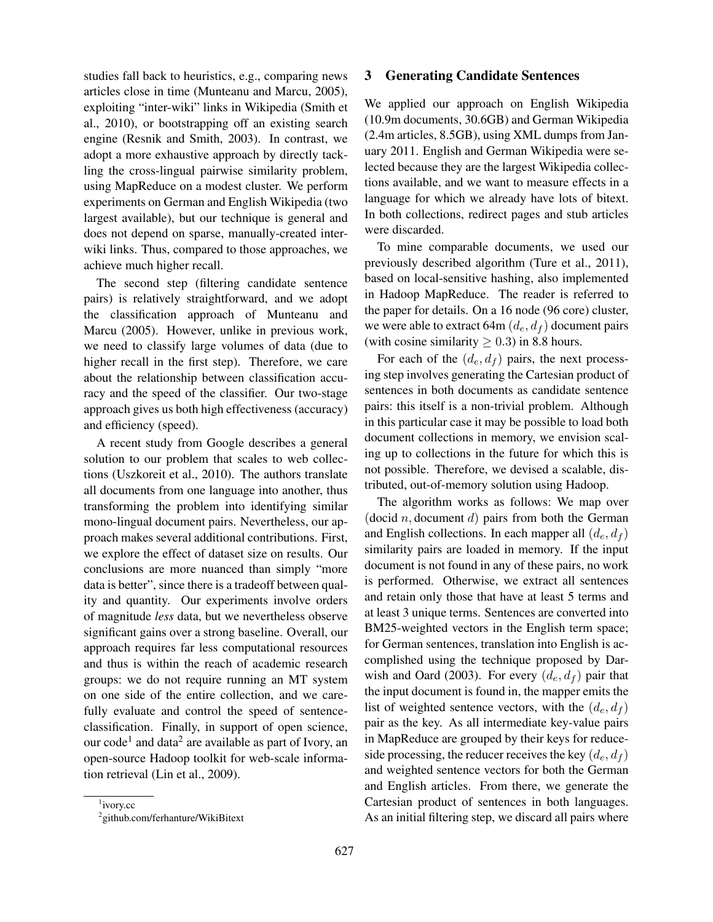studies fall back to heuristics, e.g., comparing news articles close in time (Munteanu and Marcu, 2005), exploiting "inter-wiki" links in Wikipedia (Smith et al., 2010), or bootstrapping off an existing search engine (Resnik and Smith, 2003). In contrast, we adopt a more exhaustive approach by directly tackling the cross-lingual pairwise similarity problem, using MapReduce on a modest cluster. We perform experiments on German and English Wikipedia (two largest available), but our technique is general and does not depend on sparse, manually-created interwiki links. Thus, compared to those approaches, we achieve much higher recall.

The second step (filtering candidate sentence pairs) is relatively straightforward, and we adopt the classification approach of Munteanu and Marcu (2005). However, unlike in previous work, we need to classify large volumes of data (due to higher recall in the first step). Therefore, we care about the relationship between classification accuracy and the speed of the classifier. Our two-stage approach gives us both high effectiveness (accuracy) and efficiency (speed).

A recent study from Google describes a general solution to our problem that scales to web collections (Uszkoreit et al., 2010). The authors translate all documents from one language into another, thus transforming the problem into identifying similar mono-lingual document pairs. Nevertheless, our approach makes several additional contributions. First, we explore the effect of dataset size on results. Our conclusions are more nuanced than simply "more data is better", since there is a tradeoff between quality and quantity. Our experiments involve orders of magnitude *less* data, but we nevertheless observe significant gains over a strong baseline. Overall, our approach requires far less computational resources and thus is within the reach of academic research groups: we do not require running an MT system on one side of the entire collection, and we carefully evaluate and control the speed of sentence-classification. Finally, in support of open science, our code[1] and data[2] are available as part of Ivory, an open-source Hadoop toolkit for web-scale information retrieval (Lin et al., 2009).

[1] ivory.cc

[2] github.com/ferhanture/WikiBitext

## 3 Generating Candidate Sentences

We applied our approach on English Wikipedia (10.9m documents, 30.6GB) and German Wikipedia (2.4m articles, 8.5GB), using XML dumps from January 2011. English and German Wikipedia were selected because they are the largest Wikipedia collections available, and we want to measure effects in a language for which we already have lots of bitext. In both collections, redirect pages and stub articles were discarded.

To mine comparable documents, we used our previously described algorithm (Ture et al., 2011), based on local-sensitive hashing, also implemented in Hadoop MapReduce. The reader is referred to the paper for details. On a 16 node (96 core) cluster, we were able to extract 64m $(d_e, d_f)$ document pairs (with cosine similarity $\geq 0.3$) in 8.8 hours.

For each of the $(d_e, d_f)$ pairs, the next processing step involves generating the Cartesian product of sentences in both documents as candidate sentence pairs: this itself is a non-trivial problem. Although in this particular case it may be possible to load both document collections in memory, we envision scaling up to collections in the future for which this is not possible. Therefore, we devised a scalable, distributed, out-of-memory solution using Hadoop.

The algorithm works as follows: We map over (docid $n$, document $d$) pairs from both the German and English collections. In each mapper all $(d_e, d_f)$ similarity pairs are loaded in memory. If the input document is not found in any of these pairs, no work is performed. Otherwise, we extract all sentences and retain only those that have at least 5 terms and at least 3 unique terms. Sentences are converted into BM25-weighted vectors in the English term space; for German sentences, translation into English is accomplished using the technique proposed by Darwish and Oard (2003). For every $(d_e, d_f)$ pair that the input document is found in, the mapper emits the list of weighted sentence vectors, with the $(d_e, d_f)$ pair as the key. As all intermediate key-value pairs in MapReduce are grouped by their keys for reduce-side processing, the reducer receives the key $(d_e, d_f)$ and weighted sentence vectors for both the German and English articles. From there, we generate the Cartesian product of sentences in both languages. As an initial filtering step, we discard all pairs where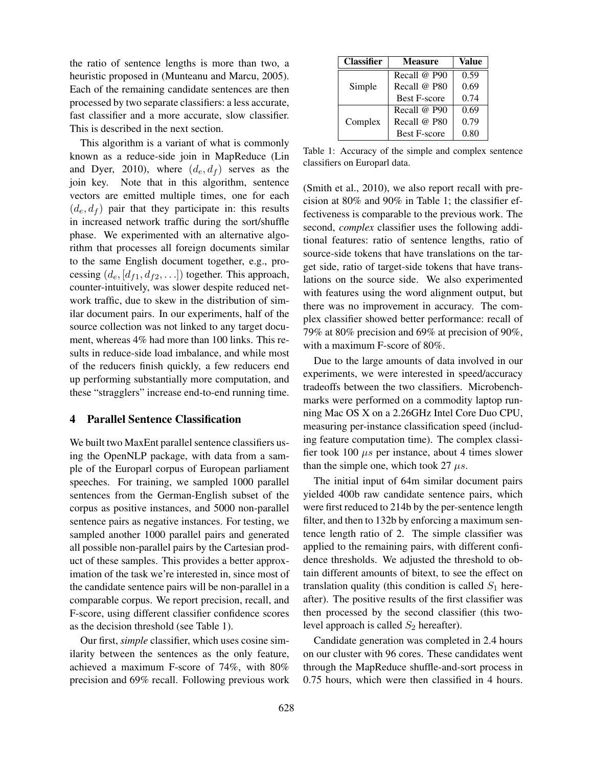the ratio of sentence lengths is more than two, a heuristic proposed in (Munteanu and Marcu, 2005). Each of the remaining candidate sentences are then processed by two separate classifiers: a less accurate, fast classifier and a more accurate, slow classifier. This is described in the next section.

This algorithm is a variant of what is commonly known as a reduce-side join in MapReduce (Lin and Dyer, 2010), where $(d_e, d_f)$ serves as the join key. Note that in this algorithm, sentence vectors are emitted multiple times, one for each $(d_e, d_f)$ pair that they participate in: this results in increased network traffic during the sort/shuffle phase. We experimented with an alternative algorithm that processes all foreign documents similar to the same English document together, e.g., processing $(d_e, [d_{f1}, d_{f2}, \ldots])$ together. This approach, counter-intuitively, was slower despite reduced network traffic, due to skew in the distribution of similar document pairs. In our experiments, half of the source collection was not linked to any target document, whereas 4% had more than 100 links. This results in reduce-side load imbalance, and while most of the reducers finish quickly, a few reducers end up performing substantially more computation, and these "stragglers" increase end-to-end running time.

## 4 Parallel Sentence Classification

We built two MaxEnt parallel sentence classifiers using the OpenNLP package, with data from a sample of the Europarl corpus of European parliament speeches. For training, we sampled 1000 parallel sentences from the German-English subset of the corpus as positive instances, and 5000 non-parallel sentence pairs as negative instances. For testing, we sampled another 1000 parallel pairs and generated all possible non-parallel pairs by the Cartesian product of these samples. This provides a better approximation of the task we're interested in, since most of the candidate sentence pairs will be non-parallel in a comparable corpus. We report precision, recall, and F-score, using different classifier confidence scores as the decision threshold (see Table 1).

| Classifier | Measure | Value |
|---|---|---|
| Simple | Recall @ P90 | 0.59 |
| | Recall @ P80 | 0.69 |
| | Best F-score | 0.74 |
| Complex | Recall @ P90 | 0.69 |
| | Recall @ P80 | 0.79 |
| | Best F-score | 0.80 |

Table 1: Accuracy of the simple and complex sentence classifiers on Europarl data.

Our first, *simple* classifier, which uses cosine similarity between the sentences as the only feature, achieved a maximum F-score of 74%, with 80% precision and 69% recall. Following previous work (Smith et al., 2010), we also report recall with precision at 80% and 90% in Table 1; the classifier effectiveness is comparable to the previous work. The second, *complex* classifier uses the following additional features: ratio of sentence lengths, ratio of source-side tokens that have translations on the target side, ratio of target-side tokens that have translations on the source side. We also experimented with features using the word alignment output, but there was no improvement in accuracy. The complex classifier showed better performance: recall of 79% at 80% precision and 69% at precision of 90%, with a maximum F-score of 80%.

Due to the large amounts of data involved in our experiments, we were interested in speed/accuracy tradeoffs between the two classifiers. Microbenchmarks were performed on a commodity laptop running Mac OS X on a 2.26GHz Intel Core Duo CPU, measuring per-instance classification speed (including feature computation time). The complex classifier took 100 $\mu s$ per instance, about 4 times slower than the simple one, which took 27 $\mu s$.

The initial input of 64m similar document pairs yielded 400b raw candidate sentence pairs, which were first reduced to 214b by the per-sentence length filter, and then to 132b by enforcing a maximum sentence length ratio of 2. The simple classifier was applied to the remaining pairs, with different confidence thresholds. We adjusted the threshold to obtain different amounts of bitext, to see the effect on translation quality (this condition is called $S_1$ hereafter). The positive results of the first classifier was then processed by the second classifier (this two-level approach is called $S_2$ hereafter).

Candidate generation was completed in 2.4 hours on our cluster with 96 cores. These candidates went through the MapReduce shuffle-and-sort process in 0.75 hours, which were then classified in 4 hours.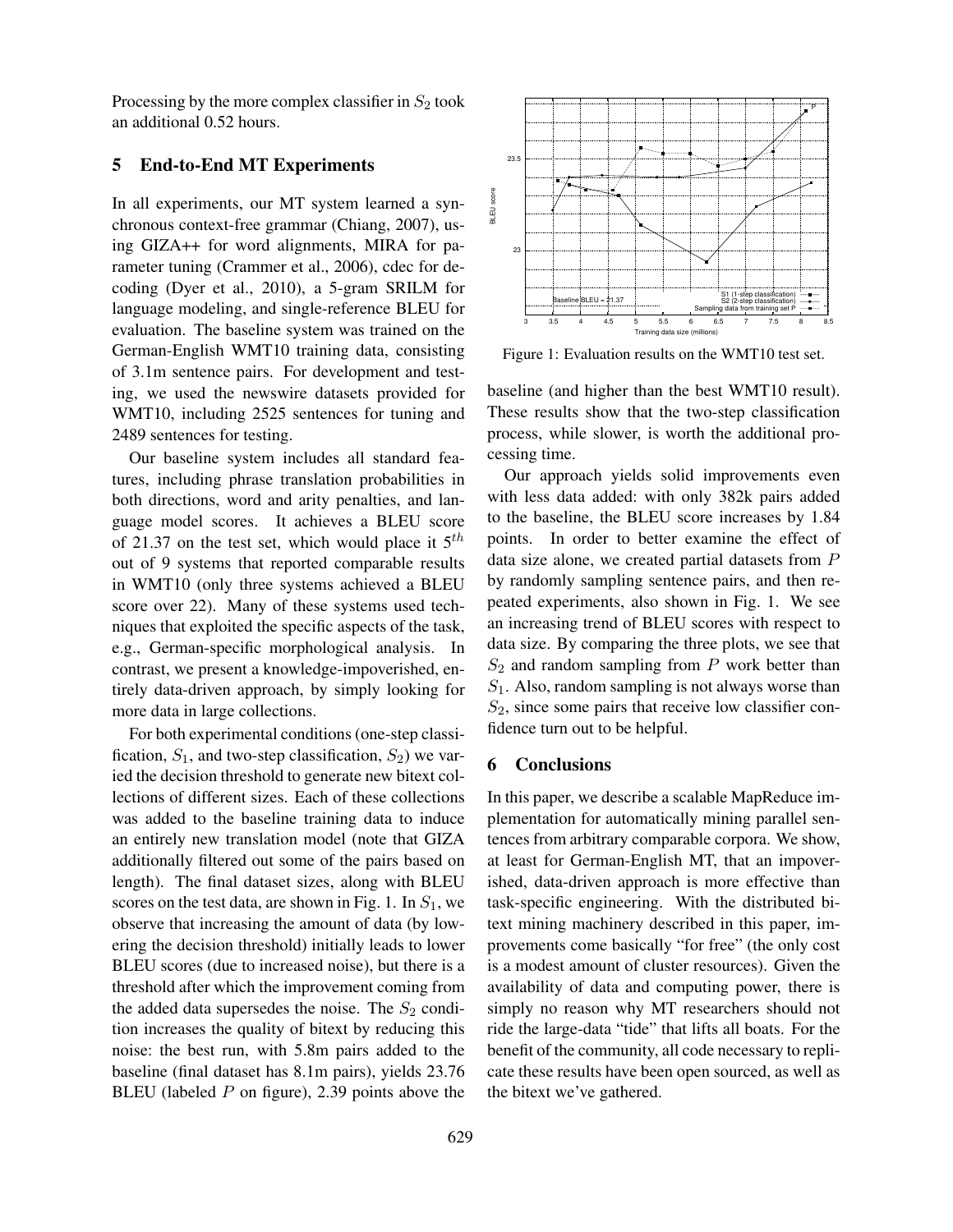Processing by the more complex classifier in $S_2$ took an additional 0.52 hours.

## 5 End-to-End MT Experiments

In all experiments, our MT system learned a synchronous context-free grammar (Chiang, 2007), using GIZA++ for word alignments, MIRA for parameter tuning (Crammer et al., 2006), cdec for decoding (Dyer et al., 2010), a 5-gram SRILM for language modeling, and single-reference BLEU for evaluation. The baseline system was trained on the German-English WMT10 training data, consisting of 3.1m sentence pairs. For development and testing, we used the newswire datasets provided for WMT10, including 2525 sentences for tuning and 2489 sentences for testing.

Our baseline system includes all standard features, including phrase translation probabilities in both directions, word and arity penalties, and language model scores. It achieves a BLEU score of 21.37 on the test set, which would place it $5^{th}$ out of 9 systems that reported comparable results in WMT10 (only three systems achieved a BLEU score over 22). Many of these systems used techniques that exploited the specific aspects of the task, e.g., German-specific morphological analysis. In contrast, we present a knowledge-impoverished, entirely data-driven approach, by simply looking for more data in large collections.

For both experimental conditions (one-step classification, $S_1$, and two-step classification, $S_2$) we varied the decision threshold to generate new bitext collections of different sizes. Each of these collections was added to the baseline training data to induce an entirely new translation model (note that GIZA additionally filtered out some of the pairs based on length). The final dataset sizes, along with BLEU scores on the test data, are shown in Fig. 1. In $S_1$, we observe that increasing the amount of data (by lowering the decision threshold) initially leads to lower BLEU scores (due to increased noise), but there is a threshold after which the improvement coming from the added data supersedes the noise. The $S_2$ condition increases the quality of bitext by reducing this noise: the best run, with 5.8m pairs added to the baseline (final dataset has 8.1m pairs), yields 23.76 BLEU (labeled $P$ on figure), 2.39 points above the baseline (and higher than the best WMT10 result). These results show that the two-step classification process, while slower, is worth the additional processing time.

Figure 1: Evaluation results on the WMT10 test set.

Our approach yields solid improvements even with less data added: with only 382k pairs added to the baseline, the BLEU score increases by 1.84 points. In order to better examine the effect of data size alone, we created partial datasets from $P$ by randomly sampling sentence pairs, and then repeated experiments, also shown in Fig. 1. We see an increasing trend of BLEU scores with respect to data size. By comparing the three plots, we see that $S_2$ and random sampling from $P$ work better than $S_1$. Also, random sampling is not always worse than $S_2$, since some pairs that receive low classifier confidence turn out to be helpful.

## 6 Conclusions

In this paper, we describe a scalable MapReduce implementation for automatically mining parallel sentences from arbitrary comparable corpora. We show, at least for German-English MT, that an impoverished, data-driven approach is more effective than task-specific engineering. With the distributed bitext mining machinery described in this paper, improvements come basically "for free" (the only cost is a modest amount of cluster resources). Given the availability of data and computing power, there is simply no reason why MT researchers should not ride the large-data "tide" that lifts all boats. For the benefit of the community, all code necessary to replicate these results have been open sourced, as well as the bitext we've gathered.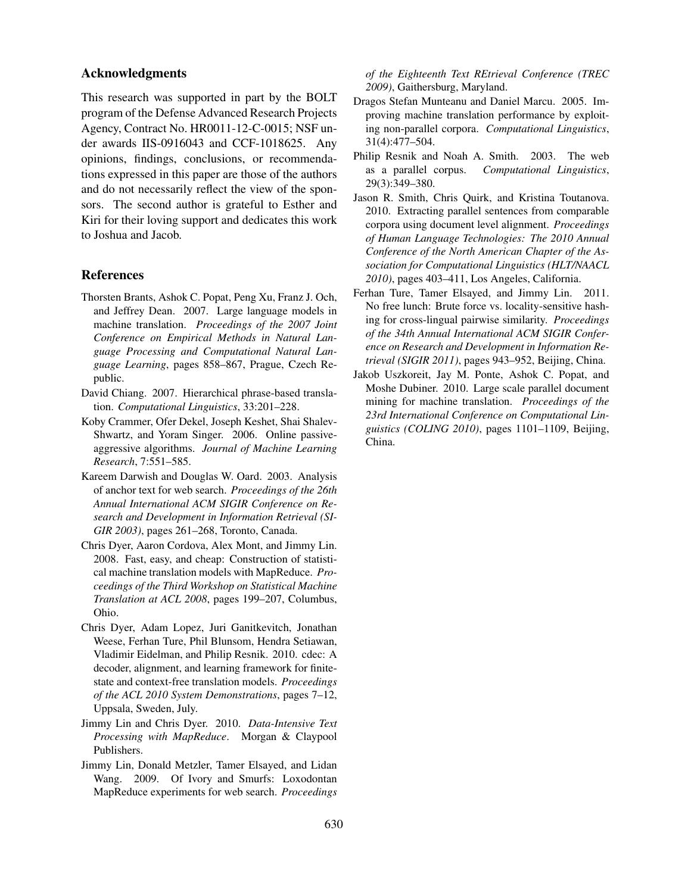## Acknowledgments

This research was supported in part by the BOLT program of the Defense Advanced Research Projects Agency, Contract No. HR0011-12-C-0015; NSF under awards IIS-0916043 and CCF-1018625. Any opinions, findings, conclusions, or recommendations expressed in this paper are those of the authors and do not necessarily reflect the view of the sponsors. The second author is grateful to Esther and Kiri for their loving support and dedicates this work to Joshua and Jacob.

## References

Thorsten Brants, Ashok C. Popat, Peng Xu, Franz J. Och, and Jeffrey Dean. 2007. Large language models in machine translation. *Proceedings of the 2007 Joint Conference on Empirical Methods in Natural Language Processing and Computational Natural Language Learning*, pages 858–867, Prague, Czech Republic.

David Chiang. 2007. Hierarchical phrase-based translation. *Computational Linguistics*, 33:201–228.

Koby Crammer, Ofer Dekel, Joseph Keshet, Shai Shalev-Shwartz, and Yoram Singer. 2006. Online passive-aggressive algorithms. *Journal of Machine Learning Research*, 7:551–585.

Kareem Darwish and Douglas W. Oard. 2003. Analysis of anchor text for web search. *Proceedings of the 26th Annual International ACM SIGIR Conference on Research and Development in Information Retrieval (SIGIR 2003)*, pages 261–268, Toronto, Canada.

Chris Dyer, Aaron Cordova, Alex Mont, and Jimmy Lin. 2008. Fast, easy, and cheap: Construction of statistical machine translation models with MapReduce. *Proceedings of the Third Workshop on Statistical Machine Translation at ACL 2008*, pages 199–207, Columbus, Ohio.

Chris Dyer, Adam Lopez, Juri Ganitkevitch, Jonathan Weese, Ferhan Ture, Phil Blunsom, Hendra Setiawan, Vladimir Eidelman, and Philip Resnik. 2010. cdec: A decoder, alignment, and learning framework for finite-state and context-free translation models. *Proceedings of the ACL 2010 System Demonstrations*, pages 7–12, Uppsala, Sweden, July.

Jimmy Lin and Chris Dyer. 2010. *Data-Intensive Text Processing with MapReduce*. Morgan & Claypool Publishers.

Jimmy Lin, Donald Metzler, Tamer Elsayed, and Lidan Wang. 2009. Of Ivory and Smurfs: Loxodontan MapReduce experiments for web search. *Proceedings of the Eighteenth Text REtrieval Conference (TREC 2009)*, Gaithersburg, Maryland.

Dragos Stefan Munteanu and Daniel Marcu. 2005. Improving machine translation performance by exploiting non-parallel corpora. *Computational Linguistics*, 31(4):477–504.

Philip Resnik and Noah A. Smith. 2003. The web as a parallel corpus. *Computational Linguistics*, 29(3):349–380.

Jason R. Smith, Chris Quirk, and Kristina Toutanova. 2010. Extracting parallel sentences from comparable corpora using document level alignment. *Proceedings of Human Language Technologies: The 2010 Annual Conference of the North American Chapter of the Association for Computational Linguistics (HLT/NAACL 2010)*, pages 403–411, Los Angeles, California.

Ferhan Ture, Tamer Elsayed, and Jimmy Lin. 2011. No free lunch: Brute force vs. locality-sensitive hashing for cross-lingual pairwise similarity. *Proceedings of the 34th Annual International ACM SIGIR Conference on Research and Development in Information Retrieval (SIGIR 2011)*, pages 943–952, Beijing, China.

Jakob Uszkoreit, Jay M. Ponte, Ashok C. Popat, and Moshe Dubiner. 2010. Large scale parallel document mining for machine translation. *Proceedings of the 23rd International Conference on Computational Linguistics (COLING 2010)*, pages 1101–1109, Beijing, China.